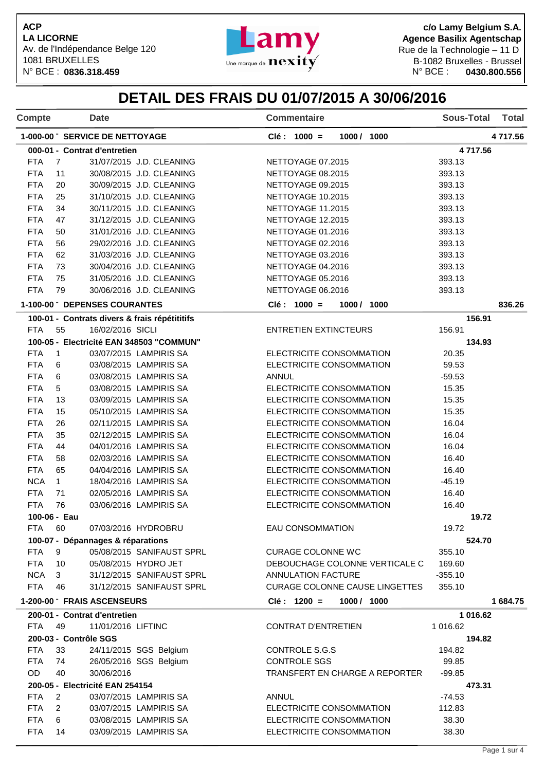**ACP**
**LA LICORNE**
Av. de l'Indépendance Belge 120
1081 BRUXELLES
N° BCE : **0836.318.459**

**c/o Lamy Belgium S.A.**
**Agence Basilix Agentschap**
Rue de la Technologie – 11 D
B-1082 Bruxelles - Brussel
N° BCE : **0430.800.556**

# DETAIL DES FRAIS DU 01/07/2015 A 30/06/2016

| Compte | | Date | Commentaire | Sous-Total | Total |
|---|---|---|---|---|---|
| **1-000-00 - SERVICE DE NETTOYAGE** | | | **Clé : 1000 = 1000 / 1000** | | **4 717.56** |
| **000-01 - Contrat d'entretien** | | | | **4 717.56** | |
| FTA | 7 | 31/07/2015 J.D. CLEANING | NETTOYAGE 07.2015 | 393.13 | |
| FTA | 11 | 30/08/2015 J.D. CLEANING | NETTOYAGE 08.2015 | 393.13 | |
| FTA | 20 | 30/09/2015 J.D. CLEANING | NETTOYAGE 09.2015 | 393.13 | |
| FTA | 25 | 31/10/2015 J.D. CLEANING | NETTOYAGE 10.2015 | 393.13 | |
| FTA | 34 | 30/11/2015 J.D. CLEANING | NETTOYAGE 11.2015 | 393.13 | |
| FTA | 47 | 31/12/2015 J.D. CLEANING | NETTOYAGE 12.2015 | 393.13 | |
| FTA | 50 | 31/01/2016 J.D. CLEANING | NETTOYAGE 01.2016 | 393.13 | |
| FTA | 56 | 29/02/2016 J.D. CLEANING | NETTOYAGE 02.2016 | 393.13 | |
| FTA | 62 | 31/03/2016 J.D. CLEANING | NETTOYAGE 03.2016 | 393.13 | |
| FTA | 73 | 30/04/2016 J.D. CLEANING | NETTOYAGE 04.2016 | 393.13 | |
| FTA | 75 | 31/05/2016 J.D. CLEANING | NETTOYAGE 05.2016 | 393.13 | |
| FTA | 79 | 30/06/2016 J.D. CLEANING | NETTOYAGE 06.2016 | 393.13 | |
| **1-100-00 - DEPENSES COURANTES** | | | **Clé : 1000 = 1000 / 1000** | | **836.26** |
| **100-01 - Contrats divers & frais répétititifs** | | | | **156.91** | |
| FTA | 55 | 16/02/2016 SICLI | ENTRETIEN EXTINCTEURS | 156.91 | |
| **100-05 - Electricité EAN 348503 "COMMUN"** | | | | **134.93** | |
| FTA | 1 | 03/07/2015 LAMPIRIS SA | ELECTRICITE CONSOMMATION | 20.35 | |
| FTA | 6 | 03/08/2015 LAMPIRIS SA | ELECTRICITE CONSOMMATION | 59.53 | |
| FTA | 6 | 03/08/2015 LAMPIRIS SA | ANNUL | -59.53 | |
| FTA | 5 | 03/08/2015 LAMPIRIS SA | ELECTRICITE CONSOMMATION | 15.35 | |
| FTA | 13 | 03/09/2015 LAMPIRIS SA | ELECTRICITE CONSOMMATION | 15.35 | |
| FTA | 15 | 05/10/2015 LAMPIRIS SA | ELECTRICITE CONSOMMATION | 15.35 | |
| FTA | 26 | 02/11/2015 LAMPIRIS SA | ELECTRICITE CONSOMMATION | 16.04 | |
| FTA | 35 | 02/12/2015 LAMPIRIS SA | ELECTRICITE CONSOMMATION | 16.04 | |
| FTA | 44 | 04/01/2016 LAMPIRIS SA | ELECTRICITE CONSOMMATION | 16.04 | |
| FTA | 58 | 02/03/2016 LAMPIRIS SA | ELECTRICITE CONSOMMATION | 16.40 | |
| FTA | 65 | 04/04/2016 LAMPIRIS SA | ELECTRICITE CONSOMMATION | 16.40 | |
| NCA | 1 | 18/04/2016 LAMPIRIS SA | ELECTRICITE CONSOMMATION | -45.19 | |
| FTA | 71 | 02/05/2016 LAMPIRIS SA | ELECTRICITE CONSOMMATION | 16.40 | |
| FTA | 76 | 03/06/2016 LAMPIRIS SA | ELECTRICITE CONSOMMATION | 16.40 | |
| **100-06 - Eau** | | | | **19.72** | |
| FTA | 60 | 07/03/2016 HYDROBRU | EAU CONSOMMATION | 19.72 | |
| **100-07 - Dépannages & réparations** | | | | **524.70** | |
| FTA | 9 | 05/08/2015 SANIFAUST SPRL | CURAGE COLONNE WC | 355.10 | |
| FTA | 10 | 05/08/2015 HYDRO JET | DEBOUCHAGE COLONNE VERTICALE C | 169.60 | |
| NCA | 3 | 31/12/2015 SANIFAUST SPRL | ANNULATION FACTURE | -355.10 | |
| FTA | 46 | 31/12/2015 SANIFAUST SPRL | CURAGE COLONNE CAUSE LINGETTES | 355.10 | |
| **1-200-00 - FRAIS ASCENSEURS** | | | **Clé : 1200 = 1000 / 1000** | | **1 684.75** |
| **200-01 - Contrat d'entretien** | | | | **1 016.62** | |
| FTA | 49 | 11/01/2016 LIFTINC | CONTRAT D'ENTRETIEN | 1 016.62 | |
| **200-03 - Contrôle SGS** | | | | **194.82** | |
| FTA | 33 | 24/11/2015 SGS Belgium | CONTROLE S.G.S | 194.82 | |
| FTA | 74 | 26/05/2016 SGS Belgium | CONTROLE SGS | 99.85 | |
| OD | 40 | 30/06/2016 | TRANSFERT EN CHARGE A REPORTER | -99.85 | |
| **200-05 - Electricité EAN 254154** | | | | **473.31** | |
| FTA | 2 | 03/07/2015 LAMPIRIS SA | ANNUL | -74.53 | |
| FTA | 2 | 03/07/2015 LAMPIRIS SA | ELECTRICITE CONSOMMATION | 112.83 | |
| FTA | 6 | 03/08/2015 LAMPIRIS SA | ELECTRICITE CONSOMMATION | 38.30 | |
| FTA | 14 | 03/09/2015 LAMPIRIS SA | ELECTRICITE CONSOMMATION | 38.30 | |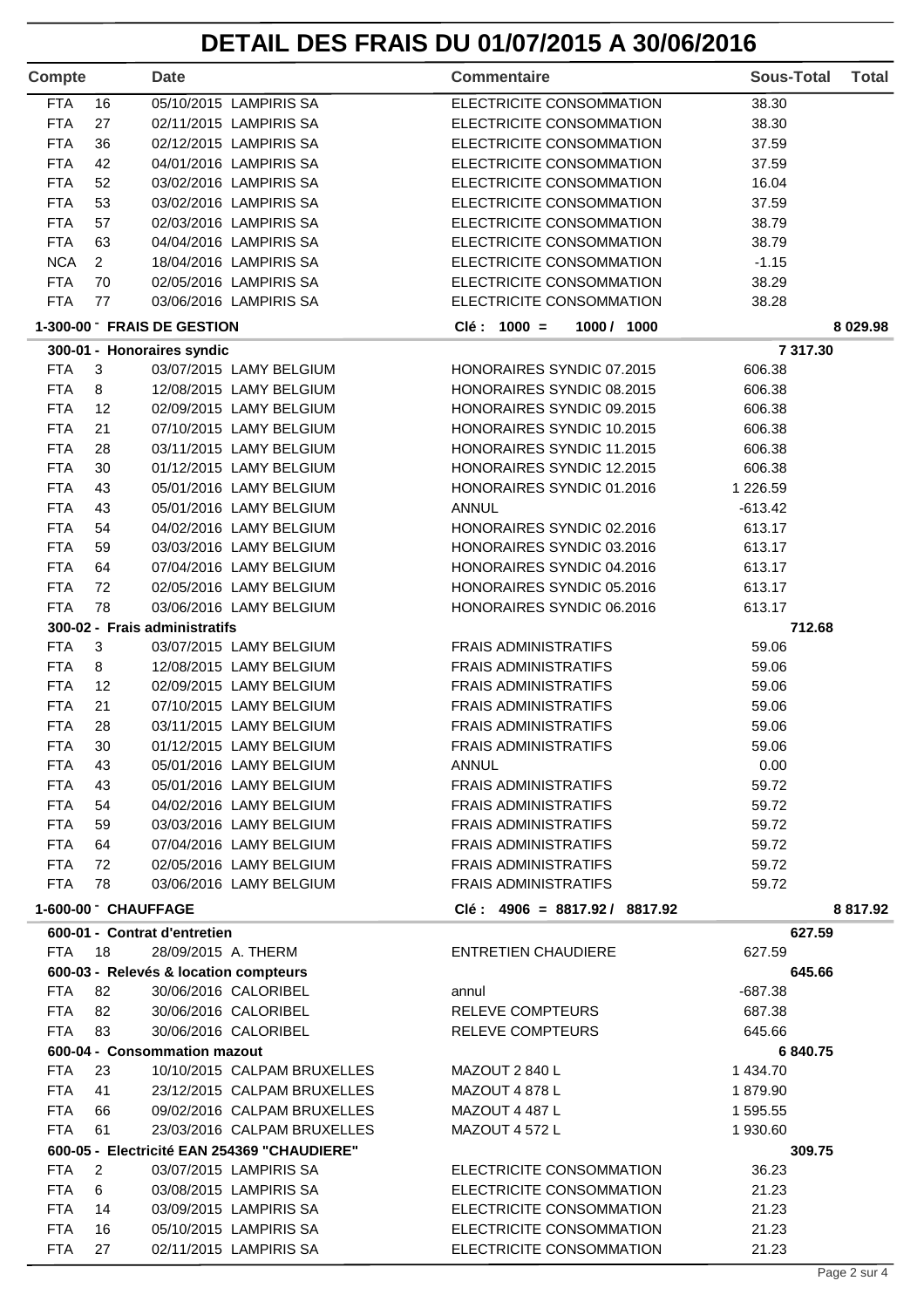# DETAIL DES FRAIS DU 01/07/2015 A 30/06/2016

| Compte | | Date | Commentaire | Sous-Total | Total |
|---|---|---|---|---|---|
| FTA | 16 | 05/10/2015 LAMPIRIS SA | ELECTRICITE CONSOMMATION | 38.30 | |
| FTA | 27 | 02/11/2015 LAMPIRIS SA | ELECTRICITE CONSOMMATION | 38.30 | |
| FTA | 36 | 02/12/2015 LAMPIRIS SA | ELECTRICITE CONSOMMATION | 37.59 | |
| FTA | 42 | 04/01/2016 LAMPIRIS SA | ELECTRICITE CONSOMMATION | 37.59 | |
| FTA | 52 | 03/02/2016 LAMPIRIS SA | ELECTRICITE CONSOMMATION | 16.04 | |
| FTA | 53 | 03/02/2016 LAMPIRIS SA | ELECTRICITE CONSOMMATION | 37.59 | |
| FTA | 57 | 02/03/2016 LAMPIRIS SA | ELECTRICITE CONSOMMATION | 38.79 | |
| FTA | 63 | 04/04/2016 LAMPIRIS SA | ELECTRICITE CONSOMMATION | 38.79 | |
| NCA | 2 | 18/04/2016 LAMPIRIS SA | ELECTRICITE CONSOMMATION | -1.15 | |
| FTA | 70 | 02/05/2016 LAMPIRIS SA | ELECTRICITE CONSOMMATION | 38.29 | |
| FTA | 77 | 03/06/2016 LAMPIRIS SA | ELECTRICITE CONSOMMATION | 38.28 | |
| **1-300-00 - FRAIS DE GESTION** | | | **Clé : 1000 = 1000 / 1000** | | **8 029.98** |
| **300-01 - Honoraires syndic** | | | | **7 317.30** | |
| FTA | 3 | 03/07/2015 LAMY BELGIUM | HONORAIRES SYNDIC 07.2015 | 606.38 | |
| FTA | 8 | 12/08/2015 LAMY BELGIUM | HONORAIRES SYNDIC 08.2015 | 606.38 | |
| FTA | 12 | 02/09/2015 LAMY BELGIUM | HONORAIRES SYNDIC 09.2015 | 606.38 | |
| FTA | 21 | 07/10/2015 LAMY BELGIUM | HONORAIRES SYNDIC 10.2015 | 606.38 | |
| FTA | 28 | 03/11/2015 LAMY BELGIUM | HONORAIRES SYNDIC 11.2015 | 606.38 | |
| FTA | 30 | 01/12/2015 LAMY BELGIUM | HONORAIRES SYNDIC 12.2015 | 606.38 | |
| FTA | 43 | 05/01/2016 LAMY BELGIUM | HONORAIRES SYNDIC 01.2016 | 1 226.59 | |
| FTA | 43 | 05/01/2016 LAMY BELGIUM | ANNUL | -613.42 | |
| FTA | 54 | 04/02/2016 LAMY BELGIUM | HONORAIRES SYNDIC 02.2016 | 613.17 | |
| FTA | 59 | 03/03/2016 LAMY BELGIUM | HONORAIRES SYNDIC 03.2016 | 613.17 | |
| FTA | 64 | 07/04/2016 LAMY BELGIUM | HONORAIRES SYNDIC 04.2016 | 613.17 | |
| FTA | 72 | 02/05/2016 LAMY BELGIUM | HONORAIRES SYNDIC 05.2016 | 613.17 | |
| FTA | 78 | 03/06/2016 LAMY BELGIUM | HONORAIRES SYNDIC 06.2016 | 613.17 | |
| **300-02 - Frais administratifs** | | | | **712.68** | |
| FTA | 3 | 03/07/2015 LAMY BELGIUM | FRAIS ADMINISTRATIFS | 59.06 | |
| FTA | 8 | 12/08/2015 LAMY BELGIUM | FRAIS ADMINISTRATIFS | 59.06 | |
| FTA | 12 | 02/09/2015 LAMY BELGIUM | FRAIS ADMINISTRATIFS | 59.06 | |
| FTA | 21 | 07/10/2015 LAMY BELGIUM | FRAIS ADMINISTRATIFS | 59.06 | |
| FTA | 28 | 03/11/2015 LAMY BELGIUM | FRAIS ADMINISTRATIFS | 59.06 | |
| FTA | 30 | 01/12/2015 LAMY BELGIUM | FRAIS ADMINISTRATIFS | 59.06 | |
| FTA | 43 | 05/01/2016 LAMY BELGIUM | ANNUL | 0.00 | |
| FTA | 43 | 05/01/2016 LAMY BELGIUM | FRAIS ADMINISTRATIFS | 59.72 | |
| FTA | 54 | 04/02/2016 LAMY BELGIUM | FRAIS ADMINISTRATIFS | 59.72 | |
| FTA | 59 | 03/03/2016 LAMY BELGIUM | FRAIS ADMINISTRATIFS | 59.72 | |
| FTA | 64 | 07/04/2016 LAMY BELGIUM | FRAIS ADMINISTRATIFS | 59.72 | |
| FTA | 72 | 02/05/2016 LAMY BELGIUM | FRAIS ADMINISTRATIFS | 59.72 | |
| FTA | 78 | 03/06/2016 LAMY BELGIUM | FRAIS ADMINISTRATIFS | 59.72 | |
| **1-600-00 - CHAUFFAGE** | | | **Clé : 4906 = 8817.92 / 8817.92** | | **8 817.92** |
| **600-01 - Contrat d'entretien** | | | | **627.59** | |
| FTA | 18 | 28/09/2015 A. THERM | ENTRETIEN CHAUDIERE | 627.59 | |
| **600-03 - Relevés & location compteurs** | | | | **645.66** | |
| FTA | 82 | 30/06/2016 CALORIBEL | annul | -687.38 | |
| FTA | 82 | 30/06/2016 CALORIBEL | RELEVE COMPTEURS | 687.38 | |
| FTA | 83 | 30/06/2016 CALORIBEL | RELEVE COMPTEURS | 645.66 | |
| **600-04 - Consommation mazout** | | | | **6 840.75** | |
| FTA | 23 | 10/10/2015 CALPAM BRUXELLES | MAZOUT 2 840 L | 1 434.70 | |
| FTA | 41 | 23/12/2015 CALPAM BRUXELLES | MAZOUT 4 878 L | 1 879.90 | |
| FTA | 66 | 09/02/2016 CALPAM BRUXELLES | MAZOUT 4 487 L | 1 595.55 | |
| FTA | 61 | 23/03/2016 CALPAM BRUXELLES | MAZOUT 4 572 L | 1 930.60 | |
| **600-05 - Electricité EAN 254369 "CHAUDIERE"** | | | | **309.75** | |
| FTA | 2 | 03/07/2015 LAMPIRIS SA | ELECTRICITE CONSOMMATION | 36.23 | |
| FTA | 6 | 03/08/2015 LAMPIRIS SA | ELECTRICITE CONSOMMATION | 21.23 | |
| FTA | 14 | 03/09/2015 LAMPIRIS SA | ELECTRICITE CONSOMMATION | 21.23 | |
| FTA | 16 | 05/10/2015 LAMPIRIS SA | ELECTRICITE CONSOMMATION | 21.23 | |
| FTA | 27 | 02/11/2015 LAMPIRIS SA | ELECTRICITE CONSOMMATION | 21.23 | |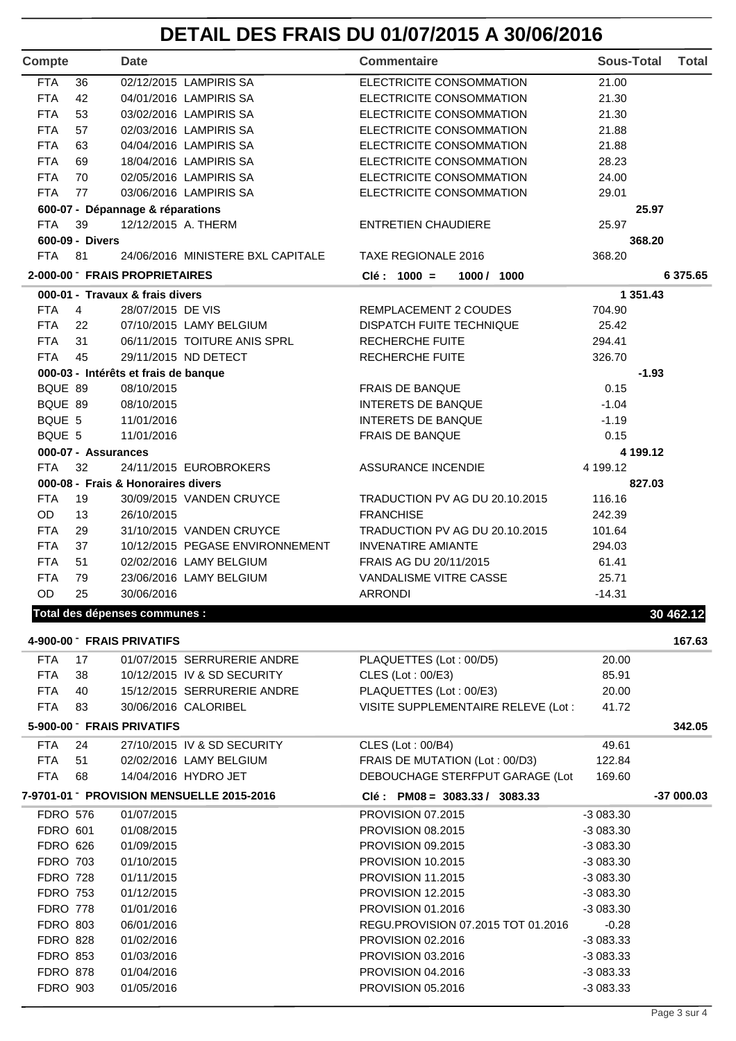# DETAIL DES FRAIS DU 01/07/2015 A 30/06/2016

| Compte | | Date | Commentaire | Sous-Total | Total |
|---|---|---|---|---|---|
| FTA | 36 | 02/12/2015 LAMPIRIS SA | ELECTRICITE CONSOMMATION | 21.00 | |
| FTA | 42 | 04/01/2016 LAMPIRIS SA | ELECTRICITE CONSOMMATION | 21.30 | |
| FTA | 53 | 03/02/2016 LAMPIRIS SA | ELECTRICITE CONSOMMATION | 21.30 | |
| FTA | 57 | 02/03/2016 LAMPIRIS SA | ELECTRICITE CONSOMMATION | 21.88 | |
| FTA | 63 | 04/04/2016 LAMPIRIS SA | ELECTRICITE CONSOMMATION | 21.88 | |
| FTA | 69 | 18/04/2016 LAMPIRIS SA | ELECTRICITE CONSOMMATION | 28.23 | |
| FTA | 70 | 02/05/2016 LAMPIRIS SA | ELECTRICITE CONSOMMATION | 24.00 | |
| FTA | 77 | 03/06/2016 LAMPIRIS SA | ELECTRICITE CONSOMMATION | 29.01 | |
| **600-07 - Dépannage & réparations** | | | | **25.97** | |
| FTA | 39 | 12/12/2015 A. THERM | ENTRETIEN CHAUDIERE | 25.97 | |
| **600-09 - Divers** | | | | **368.20** | |
| FTA | 81 | 24/06/2016 MINISTERE BXL CAPITALE | TAXE REGIONALE 2016 | 368.20 | |
| **2-000-00 - FRAIS PROPRIETAIRES** | | | **Clé : 1000 = 1000 / 1000** | | **6 375.65** |
| **000-01 - Travaux & frais divers** | | | | **1 351.43** | |
| FTA | 4 | 28/07/2015 DE VIS | REMPLACEMENT 2 COUDES | 704.90 | |
| FTA | 22 | 07/10/2015 LAMY BELGIUM | DISPATCH FUITE TECHNIQUE | 25.42 | |
| FTA | 31 | 06/11/2015 TOITURE ANIS SPRL | RECHERCHE FUITE | 294.41 | |
| FTA | 45 | 29/11/2015 ND DETECT | RECHERCHE FUITE | 326.70 | |
| **000-03 - Intérêts et frais de banque** | | | | **-1.93** | |
| BQUE | 89 | 08/10/2015 | FRAIS DE BANQUE | 0.15 | |
| BQUE | 89 | 08/10/2015 | INTERETS DE BANQUE | -1.04 | |
| BQUE | 5 | 11/01/2016 | INTERETS DE BANQUE | -1.19 | |
| BQUE | 5 | 11/01/2016 | FRAIS DE BANQUE | 0.15 | |
| **000-07 - Assurances** | | | | **4 199.12** | |
| FTA | 32 | 24/11/2015 EUROBROKERS | ASSURANCE INCENDIE | 4 199.12 | |
| **000-08 - Frais & Honoraires divers** | | | | **827.03** | |
| FTA | 19 | 30/09/2015 VANDEN CRUYCE | TRADUCTION PV AG DU 20.10.2015 | 116.16 | |
| OD | 13 | 26/10/2015 | FRANCHISE | 242.39 | |
| FTA | 29 | 31/10/2015 VANDEN CRUYCE | TRADUCTION PV AG DU 20.10.2015 | 101.64 | |
| FTA | 37 | 10/12/2015 PEGASE ENVIRONNEMENT | INVENATIRE AMIANTE | 294.03 | |
| FTA | 51 | 02/02/2016 LAMY BELGIUM | FRAIS AG DU 20/11/2015 | 61.41 | |
| FTA | 79 | 23/06/2016 LAMY BELGIUM | VANDALISME VITRE CASSE | 25.71 | |
| OD | 25 | 30/06/2016 | ARRONDI | -14.31 | |
| **Total des dépenses communes :** | | | | | **30 462.12** |
| **4-900-00 - FRAIS PRIVATIFS** | | | | | **167.63** |
| FTA | 17 | 01/07/2015 SERRURERIE ANDRE | PLAQUETTES (Lot : 00/D5) | 20.00 | |
| FTA | 38 | 10/12/2015 IV & SD SECURITY | CLES (Lot : 00/E3) | 85.91 | |
| FTA | 40 | 15/12/2015 SERRURERIE ANDRE | PLAQUETTES (Lot : 00/E3) | 20.00 | |
| FTA | 83 | 30/06/2016 CALORIBEL | VISITE SUPPLEMENTAIRE RELEVE (Lot : | 41.72 | |
| **5-900-00 - FRAIS PRIVATIFS** | | | | | **342.05** |
| FTA | 24 | 27/10/2015 IV & SD SECURITY | CLES (Lot : 00/B4) | 49.61 | |
| FTA | 51 | 02/02/2016 LAMY BELGIUM | FRAIS DE MUTATION (Lot : 00/D3) | 122.84 | |
| FTA | 68 | 14/04/2016 HYDRO JET | DEBOUCHAGE STERFPUT GARAGE (Lot | 169.60 | |
| **7-9701-01 - PROVISION MENSUELLE 2015-2016** | | | **Clé : PM08 = 3083.33 / 3083.33** | | **-37 000.03** |
| FDRO | 576 | 01/07/2015 | PROVISION 07.2015 | -3 083.30 | |
| FDRO | 601 | 01/08/2015 | PROVISION 08.2015 | -3 083.30 | |
| FDRO | 626 | 01/09/2015 | PROVISION 09.2015 | -3 083.30 | |
| FDRO | 703 | 01/10/2015 | PROVISION 10.2015 | -3 083.30 | |
| FDRO | 728 | 01/11/2015 | PROVISION 11.2015 | -3 083.30 | |
| FDRO | 753 | 01/12/2015 | PROVISION 12.2015 | -3 083.30 | |
| FDRO | 778 | 01/01/2016 | PROVISION 01.2016 | -3 083.30 | |
| FDRO | 803 | 06/01/2016 | REGU.PROVISION 07.2015 TOT 01.2016 | -0.28 | |
| FDRO | 828 | 01/02/2016 | PROVISION 02.2016 | -3 083.33 | |
| FDRO | 853 | 01/03/2016 | PROVISION 03.2016 | -3 083.33 | |
| FDRO | 878 | 01/04/2016 | PROVISION 04.2016 | -3 083.33 | |
| FDRO | 903 | 01/05/2016 | PROVISION 05.2016 | -3 083.33 | |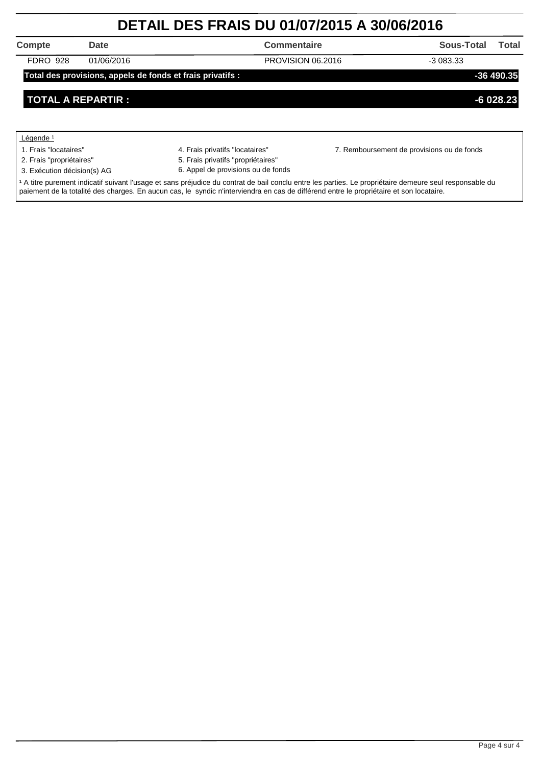# DETAIL DES FRAIS DU 01/07/2015 A 30/06/2016

| Compte | Date | Commentaire | Sous-Total | Total |
|---|---|---|---|---|
| FDRO 928 | 01/06/2016 | PROVISION 06.2016 | -3 083.33 | |
| **Total des provisions, appels de fonds et frais privatifs :** | | | | **-36 490.35** |
| **TOTAL A REPARTIR :** | | | | **-6 028.23** |

Légende [1]

1. Frais "locataires"
2. Frais "propriétaires"
3. Exécution décision(s) AG
4. Frais privatifs "locataires"
5. Frais privatifs "propriétaires"
6. Appel de provisions ou de fonds
7. Remboursement de provisions ou de fonds

[1] A titre purement indicatif suivant l'usage et sans préjudice du contrat de bail conclu entre les parties. Le propriétaire demeure seul responsable du paiement de la totalité des charges. En aucun cas, le syndic n'interviendra en cas de différend entre le propriétaire et son locataire.